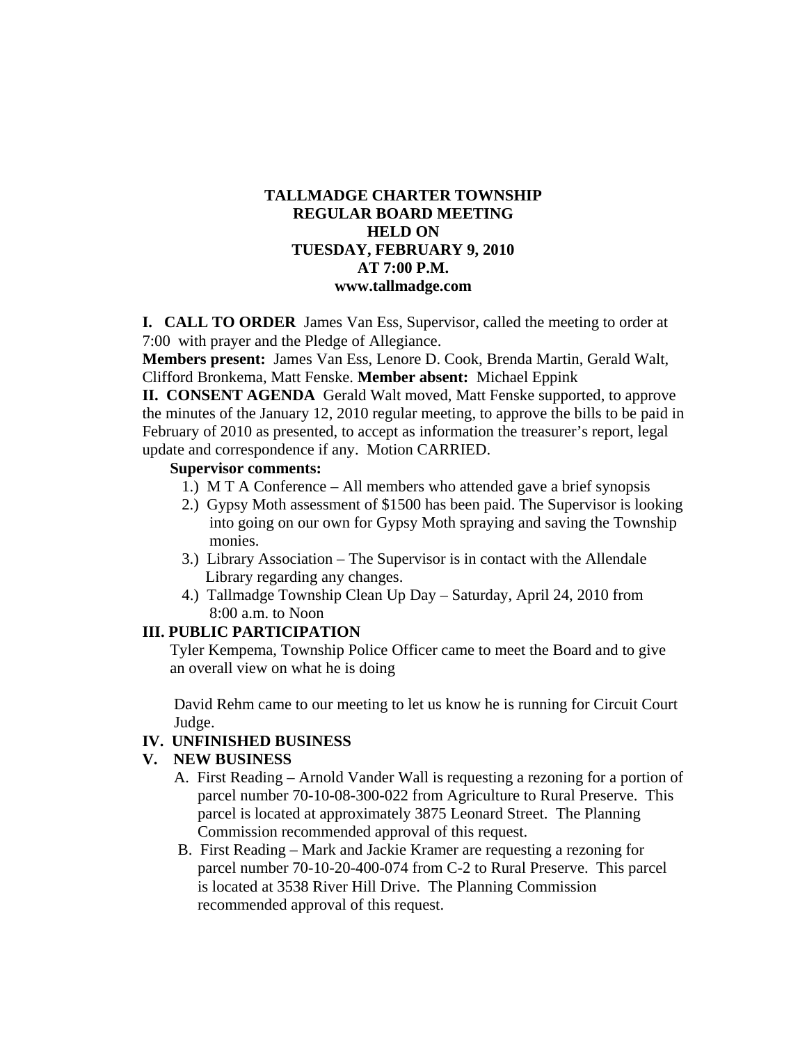**TALLMADGE CHARTER TOWNSHIP**
**REGULAR BOARD MEETING**
**HELD ON**
**TUESDAY, FEBRUARY 9, 2010**
**AT 7:00 P.M.**
**www.tallmadge.com**

**I. CALL TO ORDER** James Van Ess, Supervisor, called the meeting to order at 7:00 with prayer and the Pledge of Allegiance.

**Members present:** James Van Ess, Lenore D. Cook, Brenda Martin, Gerald Walt, Clifford Bronkema, Matt Fenske. **Member absent:** Michael Eppink

**II. CONSENT AGENDA** Gerald Walt moved, Matt Fenske supported, to approve the minutes of the January 12, 2010 regular meeting, to approve the bills to be paid in February of 2010 as presented, to accept as information the treasurer's report, legal update and correspondence if any. Motion CARRIED.

**Supervisor comments:**

1.) M T A Conference – All members who attended gave a brief synopsis
2.) Gypsy Moth assessment of $1500 has been paid. The Supervisor is looking into going on our own for Gypsy Moth spraying and saving the Township monies.
3.) Library Association – The Supervisor is in contact with the Allendale Library regarding any changes.
4.) Tallmadge Township Clean Up Day – Saturday, April 24, 2010 from 8:00 a.m. to Noon

**III. PUBLIC PARTICIPATION**

Tyler Kempema, Township Police Officer came to meet the Board and to give an overall view on what he is doing

David Rehm came to our meeting to let us know he is running for Circuit Court Judge.

**IV. UNFINISHED BUSINESS**

**V. NEW BUSINESS**

A. First Reading – Arnold Vander Wall is requesting a rezoning for a portion of parcel number 70-10-08-300-022 from Agriculture to Rural Preserve. This parcel is located at approximately 3875 Leonard Street. The Planning Commission recommended approval of this request.

B. First Reading – Mark and Jackie Kramer are requesting a rezoning for parcel number 70-10-20-400-074 from C-2 to Rural Preserve. This parcel is located at 3538 River Hill Drive. The Planning Commission recommended approval of this request.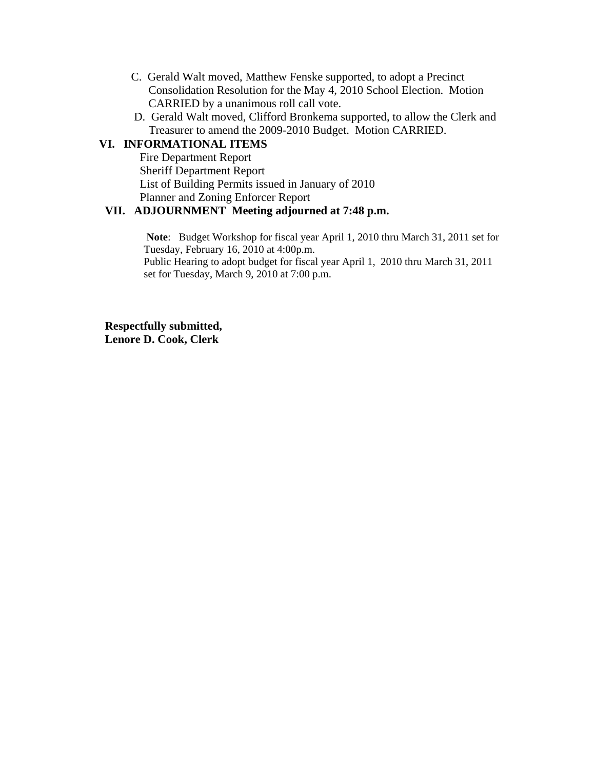C. Gerald Walt moved, Matthew Fenske supported, to adopt a Precinct Consolidation Resolution for the May 4, 2010 School Election. Motion CARRIED by a unanimous roll call vote.

D. Gerald Walt moved, Clifford Bronkema supported, to allow the Clerk and Treasurer to amend the 2009-2010 Budget. Motion CARRIED.

**VI. INFORMATIONAL ITEMS**

Fire Department Report
Sheriff Department Report
List of Building Permits issued in January of 2010
Planner and Zoning Enforcer Report

**VII. ADJOURNMENT Meeting adjourned at 7:48 p.m.**

**Note**: Budget Workshop for fiscal year April 1, 2010 thru March 31, 2011 set for Tuesday, February 16, 2010 at 4:00p.m.
Public Hearing to adopt budget for fiscal year April 1, 2010 thru March 31, 2011 set for Tuesday, March 9, 2010 at 7:00 p.m.

**Respectfully submitted,**
**Lenore D. Cook, Clerk**